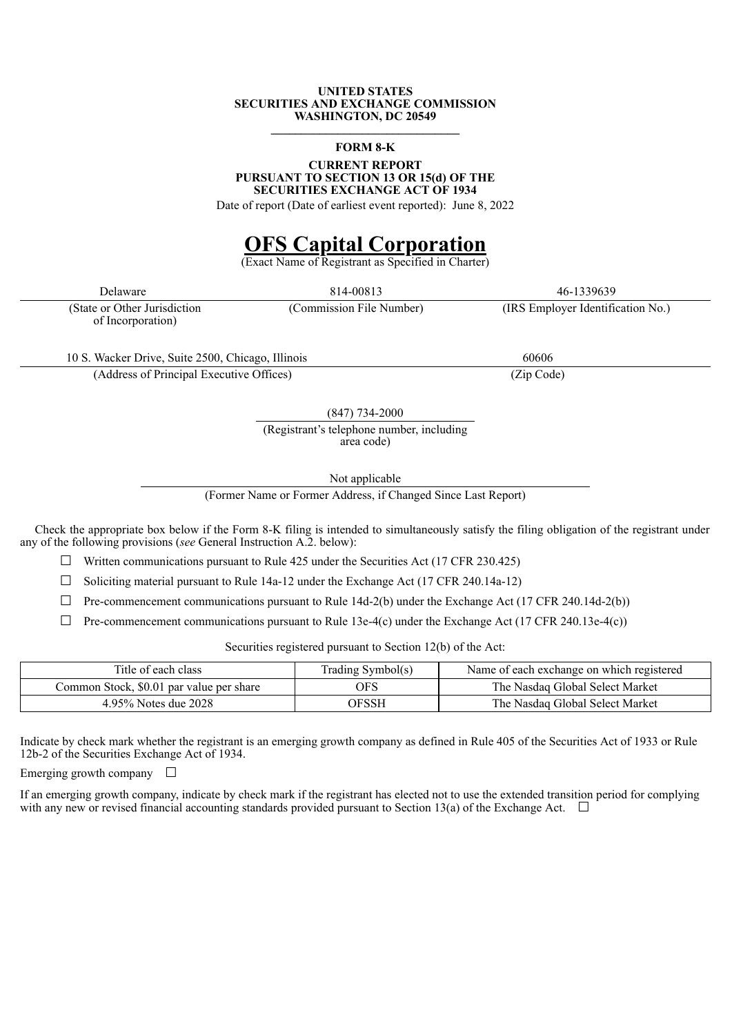**UNITED STATES**
**SECURITIES AND EXCHANGE COMMISSION**
**WASHINGTON, DC 20549**

---

**FORM 8-K**

**CURRENT REPORT**
**PURSUANT TO SECTION 13 OR 15(d) OF THE**
**SECURITIES EXCHANGE ACT OF 1934**

Date of report (Date of earliest event reported): June 8, 2022

# OFS Capital Corporation

(Exact Name of Registrant as Specified in Charter)

| Delaware | 814-00813 | 46-1339639 |
|---|---|---|
| (State or Other Jurisdiction of Incorporation) | (Commission File Number) | (IRS Employer Identification No.) |

| 10 S. Wacker Drive, Suite 2500, Chicago, Illinois | 60606 |
|---|---|
| (Address of Principal Executive Offices) | (Zip Code) |

(847) 734-2000
(Registrant's telephone number, including area code)

Not applicable
(Former Name or Former Address, if Changed Since Last Report)

Check the appropriate box below if the Form 8-K filing is intended to simultaneously satisfy the filing obligation of the registrant under any of the following provisions (*see* General Instruction A.2. below):

☐ Written communications pursuant to Rule 425 under the Securities Act (17 CFR 230.425)

☐ Soliciting material pursuant to Rule 14a-12 under the Exchange Act (17 CFR 240.14a-12)

☐ Pre-commencement communications pursuant to Rule 14d-2(b) under the Exchange Act (17 CFR 240.14d-2(b))

☐ Pre-commencement communications pursuant to Rule 13e-4(c) under the Exchange Act (17 CFR 240.13e-4(c))

Securities registered pursuant to Section 12(b) of the Act:

| Title of each class | Trading Symbol(s) | Name of each exchange on which registered |
|---|---|---|
| Common Stock, $0.01 par value per share | OFS | The Nasdaq Global Select Market |
| 4.95% Notes due 2028 | OFSSH | The Nasdaq Global Select Market |

Indicate by check mark whether the registrant is an emerging growth company as defined in Rule 405 of the Securities Act of 1933 or Rule 12b-2 of the Securities Exchange Act of 1934.

Emerging growth company ☐

If an emerging growth company, indicate by check mark if the registrant has elected not to use the extended transition period for complying with any new or revised financial accounting standards provided pursuant to Section 13(a) of the Exchange Act. ☐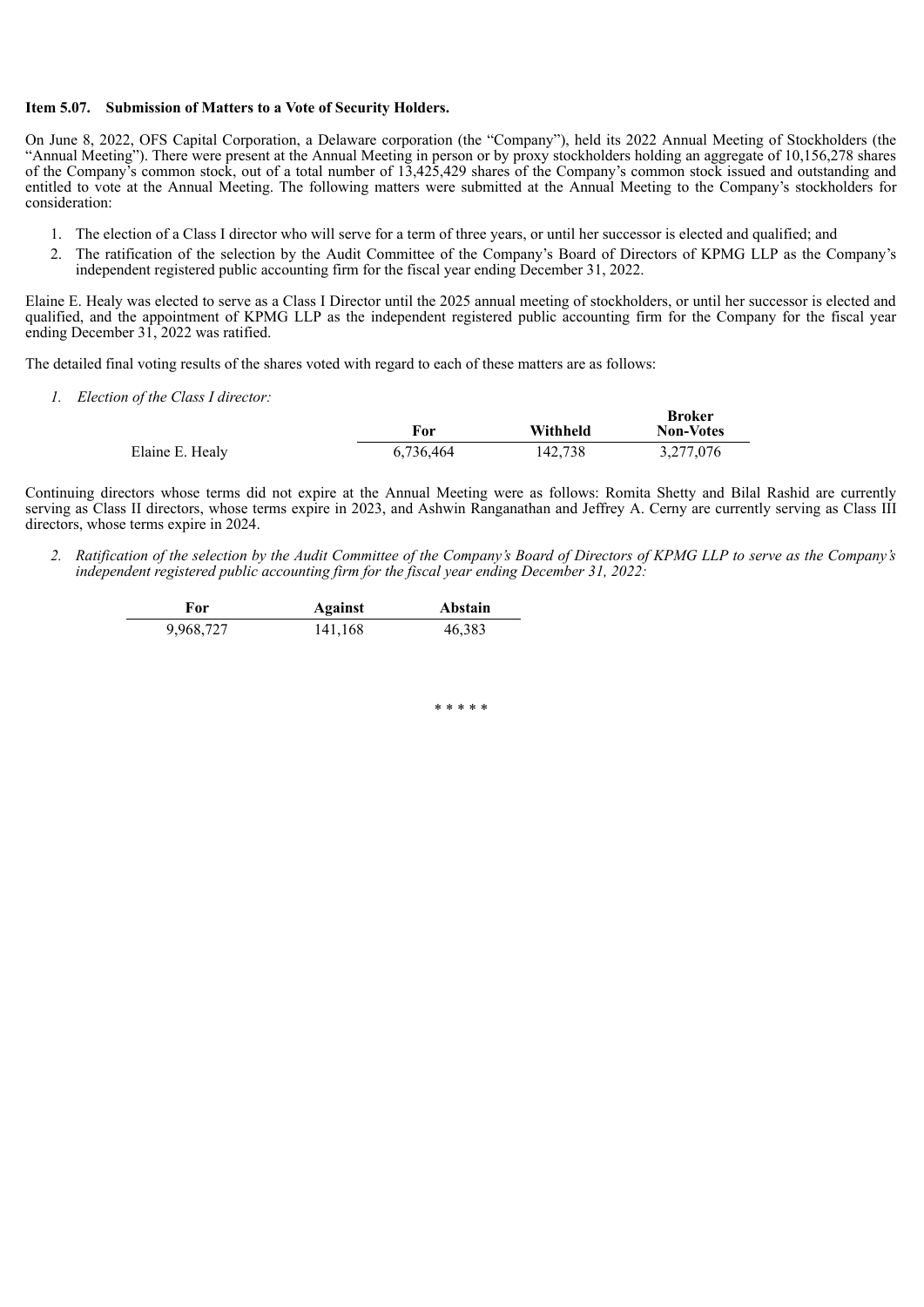**Item 5.07. Submission of Matters to a Vote of Security Holders.**

On June 8, 2022, OFS Capital Corporation, a Delaware corporation (the "Company"), held its 2022 Annual Meeting of Stockholders (the "Annual Meeting"). There were present at the Annual Meeting in person or by proxy stockholders holding an aggregate of 10,156,278 shares of the Company's common stock, out of a total number of 13,425,429 shares of the Company's common stock issued and outstanding and entitled to vote at the Annual Meeting. The following matters were submitted at the Annual Meeting to the Company's stockholders for consideration:

1. The election of a Class I director who will serve for a term of three years, or until her successor is elected and qualified; and
2. The ratification of the selection by the Audit Committee of the Company's Board of Directors of KPMG LLP as the Company's independent registered public accounting firm for the fiscal year ending December 31, 2022.

Elaine E. Healy was elected to serve as a Class I Director until the 2025 annual meeting of stockholders, or until her successor is elected and qualified, and the appointment of KPMG LLP as the independent registered public accounting firm for the Company for the fiscal year ending December 31, 2022 was ratified.

The detailed final voting results of the shares voted with regard to each of these matters are as follows:

*1. Election of the Class I director:*

| | For | Withheld | Broker Non-Votes |
|---|---|---|---|
| Elaine E. Healy | 6,736,464 | 142,738 | 3,277,076 |

Continuing directors whose terms did not expire at the Annual Meeting were as follows: Romita Shetty and Bilal Rashid are currently serving as Class II directors, whose terms expire in 2023, and Ashwin Ranganathan and Jeffrey A. Cerny are currently serving as Class III directors, whose terms expire in 2024.

*2. Ratification of the selection by the Audit Committee of the Company's Board of Directors of KPMG LLP to serve as the Company's independent registered public accounting firm for the fiscal year ending December 31, 2022:*

| For | Against | Abstain |
|---|---|---|
| 9,968,727 | 141,168 | 46,383 |

\* \* \* \* \*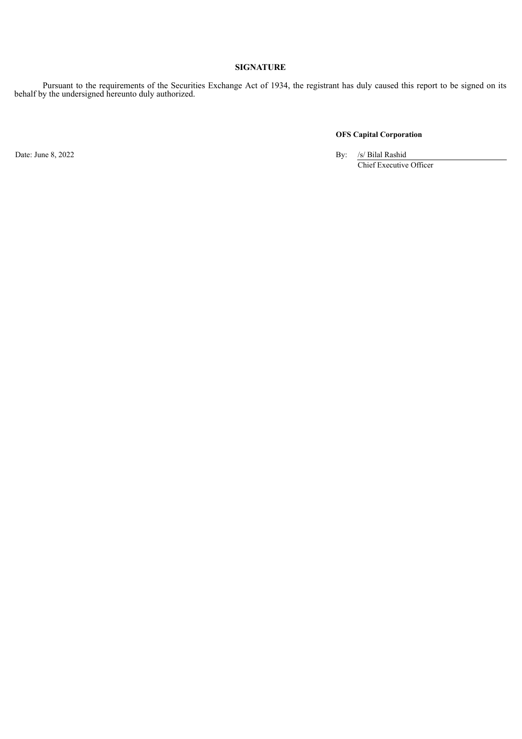## SIGNATURE

Pursuant to the requirements of the Securities Exchange Act of 1934, the registrant has duly caused this report to be signed on its behalf by the undersigned hereunto duly authorized.

**OFS Capital Corporation**

Date: June 8, 2022

By: /s/ Bilal Rashid
Chief Executive Officer